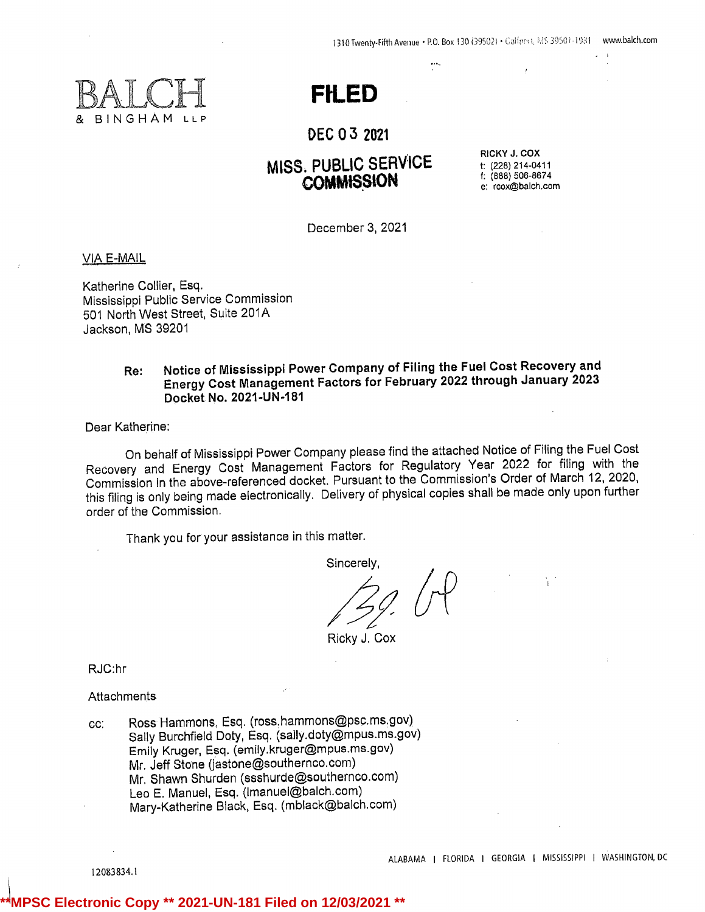1310 Twenty-Fifth Avenue • P.O. Box 130 (39502) • Gulfport, MS 39501-1931 www.balch.com

BALCH & BINGHAM LLP

**FILED**

**DEC 03 2021**

**MISS. PUBLIC SERVICE COMMISSION**

RICKY J. COX
t: (228) 214-0411
f: (888) 506-8674
e: rcox@balch.com

December 3, 2021

VIA E-MAIL

Katherine Collier, Esq.
Mississippi Public Service Commission
501 North West Street, Suite 201A
Jackson, MS 39201

**Re: Notice of Mississippi Power Company of Filing the Fuel Cost Recovery and Energy Cost Management Factors for February 2022 through January 2023 Docket No. 2021-UN-181**

Dear Katherine:

On behalf of Mississippi Power Company please find the attached Notice of Filing the Fuel Cost Recovery and Energy Cost Management Factors for Regulatory Year 2022 for filing with the Commission in the above-referenced docket. Pursuant to the Commission's Order of March 12, 2020, this filing is only being made electronically. Delivery of physical copies shall be made only upon further order of the Commission.

Thank you for your assistance in this matter.

Sincerely,

Ricky J. Cox

RJC:hr

Attachments

cc: Ross Hammons, Esq. (ross.hammons@psc.ms.gov)
Sally Burchfield Doty, Esq. (sally.doty@mpus.ms.gov)
Emily Kruger, Esq. (emily.kruger@mpus.ms.gov)
Mr. Jeff Stone (jastone@southernco.com)
Mr. Shawn Shurden (ssshurde@southernco.com)
Leo E. Manuel, Esq. (lmanuel@balch.com)
Mary-Katherine Black, Esq. (mblack@balch.com)

ALABAMA | FLORIDA | GEORGIA | MISSISSIPPI | WASHINGTON, DC

12083834.1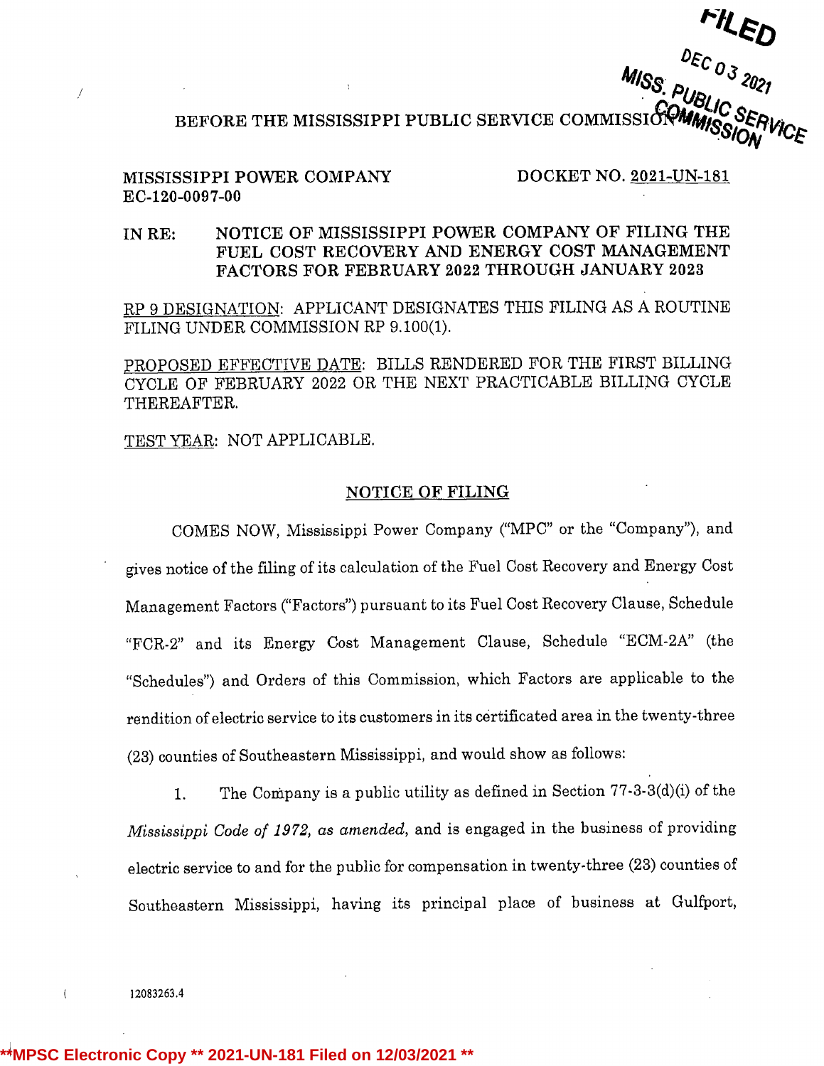FILED

DEC 03 2021

MISS. PUBLIC SERVICE COMMISSION

BEFORE THE MISSISSIPPI PUBLIC SERVICE COMMISSION

MISSISSIPPI POWER COMPANY
EC-120-0097-00

DOCKET NO. 2021-UN-181

IN RE: NOTICE OF MISSISSIPPI POWER COMPANY OF FILING THE FUEL COST RECOVERY AND ENERGY COST MANAGEMENT FACTORS FOR FEBRUARY 2022 THROUGH JANUARY 2023

RP 9 DESIGNATION: APPLICANT DESIGNATES THIS FILING AS A ROUTINE FILING UNDER COMMISSION RP 9.100(1).

PROPOSED EFFECTIVE DATE: BILLS RENDERED FOR THE FIRST BILLING CYCLE OF FEBRUARY 2022 OR THE NEXT PRACTICABLE BILLING CYCLE THEREAFTER.

TEST YEAR: NOT APPLICABLE.

## NOTICE OF FILING

COMES NOW, Mississippi Power Company ("MPC" or the "Company"), and gives notice of the filing of its calculation of the Fuel Cost Recovery and Energy Cost Management Factors ("Factors") pursuant to its Fuel Cost Recovery Clause, Schedule "FCR-2" and its Energy Cost Management Clause, Schedule "ECM-2A" (the "Schedules") and Orders of this Commission, which Factors are applicable to the rendition of electric service to its customers in its certificated area in the twenty-three (23) counties of Southeastern Mississippi, and would show as follows:

1. The Company is a public utility as defined in Section 77-3-3(d)(i) of the *Mississippi Code of 1972, as amended*, and is engaged in the business of providing electric service to and for the public for compensation in twenty-three (23) counties of Southeastern Mississippi, having its principal place of business at Gulfport,

12083263.4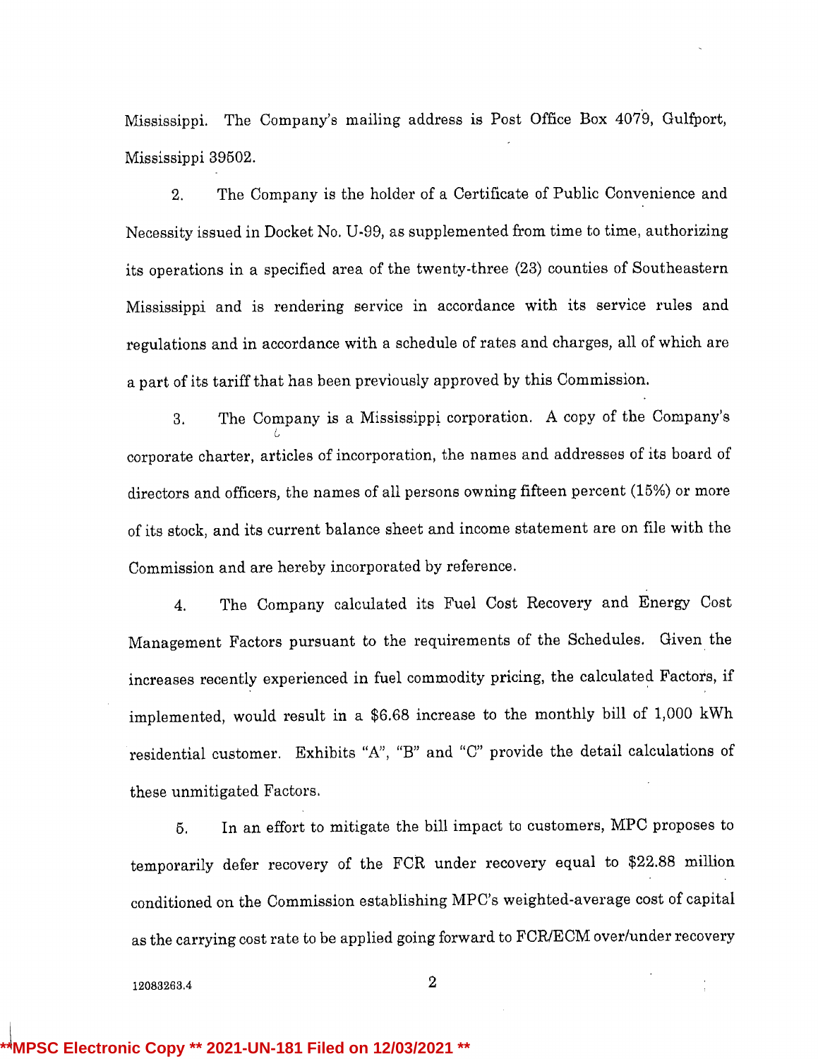Mississippi. The Company's mailing address is Post Office Box 4079, Gulfport, Mississippi 39502.

2. The Company is the holder of a Certificate of Public Convenience and Necessity issued in Docket No. U-99, as supplemented from time to time, authorizing its operations in a specified area of the twenty-three (23) counties of Southeastern Mississippi and is rendering service in accordance with its service rules and regulations and in accordance with a schedule of rates and charges, all of which are a part of its tariff that has been previously approved by this Commission.

3. The Company is a Mississippi corporation. A copy of the Company's corporate charter, articles of incorporation, the names and addresses of its board of directors and officers, the names of all persons owning fifteen percent (15%) or more of its stock, and its current balance sheet and income statement are on file with the Commission and are hereby incorporated by reference.

4. The Company calculated its Fuel Cost Recovery and Energy Cost Management Factors pursuant to the requirements of the Schedules. Given the increases recently experienced in fuel commodity pricing, the calculated Factors, if implemented, would result in a $6.68 increase to the monthly bill of 1,000 kWh residential customer. Exhibits "A", "B" and "C" provide the detail calculations of these unmitigated Factors.

5. In an effort to mitigate the bill impact to customers, MPC proposes to temporarily defer recovery of the FCR under recovery equal to $22.88 million conditioned on the Commission establishing MPC's weighted-average cost of capital as the carrying cost rate to be applied going forward to FCR/ECM over/under recovery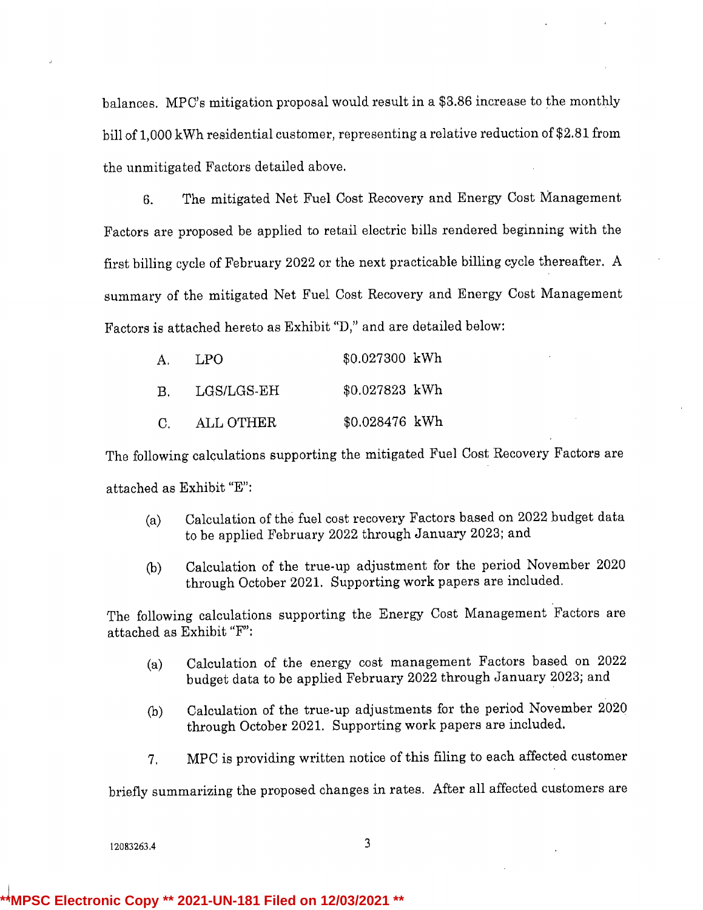balances. MPC's mitigation proposal would result in a $3.86 increase to the monthly bill of 1,000 kWh residential customer, representing a relative reduction of $2.81 from the unmitigated Factors detailed above.

6. The mitigated Net Fuel Cost Recovery and Energy Cost Management Factors are proposed be applied to retail electric bills rendered beginning with the first billing cycle of February 2022 or the next practicable billing cycle thereafter. A summary of the mitigated Net Fuel Cost Recovery and Energy Cost Management Factors is attached hereto as Exhibit "D," and are detailed below:

| | | |
|---|---|---|
| A. | LPO | $0.027300 kWh |
| B. | LGS/LGS-EH | $0.027823 kWh |
| C. | ALL OTHER | $0.028476 kWh |

The following calculations supporting the mitigated Fuel Cost Recovery Factors are attached as Exhibit "E":

(a) Calculation of the fuel cost recovery Factors based on 2022 budget data to be applied February 2022 through January 2023; and

(b) Calculation of the true-up adjustment for the period November 2020 through October 2021. Supporting work papers are included.

The following calculations supporting the Energy Cost Management Factors are attached as Exhibit "F":

(a) Calculation of the energy cost management Factors based on 2022 budget data to be applied February 2022 through January 2023; and

(b) Calculation of the true-up adjustments for the period November 2020 through October 2021. Supporting work papers are included.

7. MPC is providing written notice of this filing to each affected customer briefly summarizing the proposed changes in rates. After all affected customers are

12083263.4

**MPSC Electronic Copy ** 2021-UN-181 Filed on 12/03/2021 **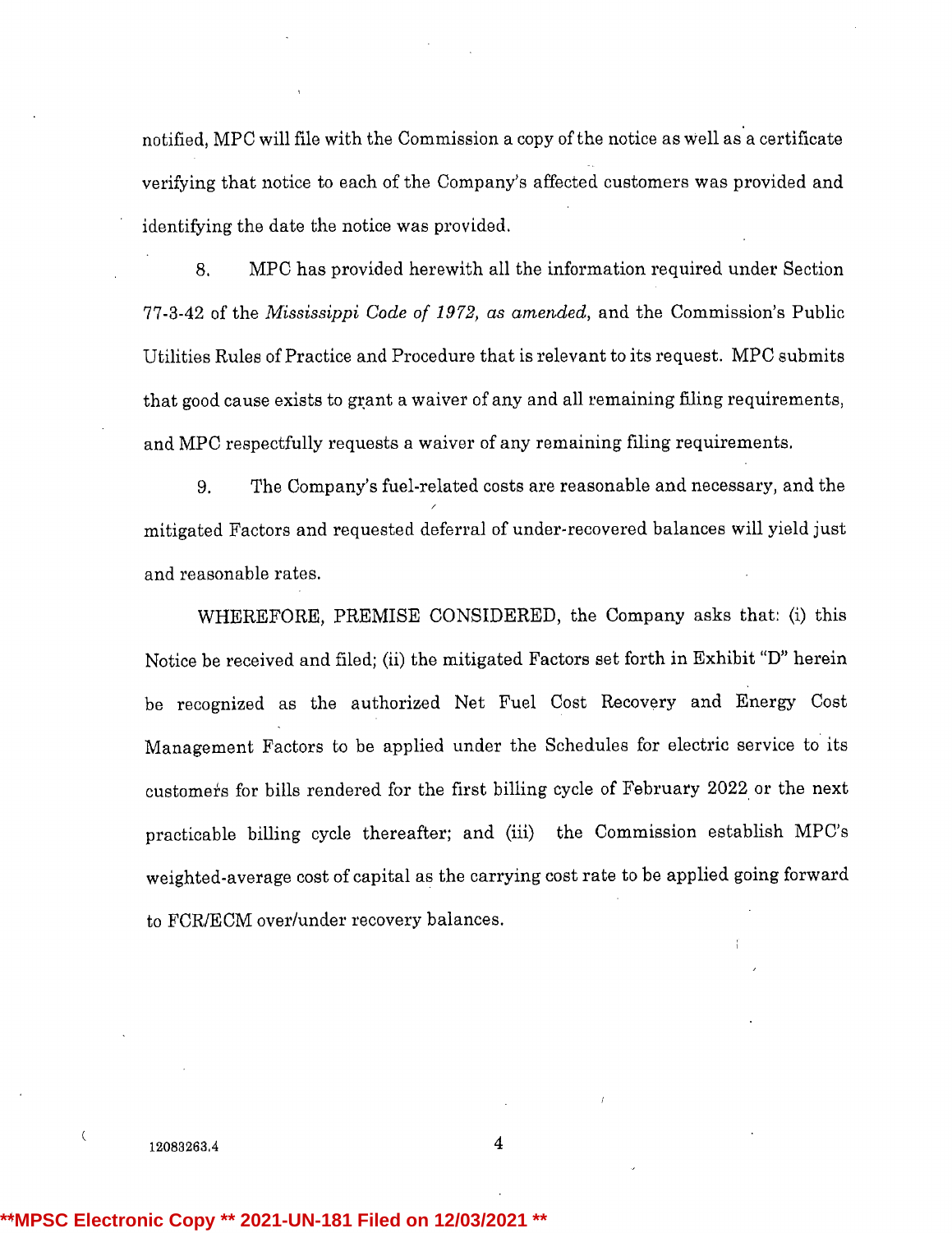notified, MPC will file with the Commission a copy of the notice as well as a certificate verifying that notice to each of the Company's affected customers was provided and identifying the date the notice was provided.

8. MPC has provided herewith all the information required under Section 77-3-42 of the *Mississippi Code of 1972, as amended,* and the Commission's Public Utilities Rules of Practice and Procedure that is relevant to its request. MPC submits that good cause exists to grant a waiver of any and all remaining filing requirements, and MPC respectfully requests a waiver of any remaining filing requirements.

9. The Company's fuel-related costs are reasonable and necessary, and the mitigated Factors and requested deferral of under-recovered balances will yield just and reasonable rates.

WHEREFORE, PREMISE CONSIDERED, the Company asks that: (i) this Notice be received and filed; (ii) the mitigated Factors set forth in Exhibit "D" herein be recognized as the authorized Net Fuel Cost Recovery and Energy Cost Management Factors to be applied under the Schedules for electric service to its customers for bills rendered for the first billing cycle of February 2022 or the next practicable billing cycle thereafter; and (iii) the Commission establish MPC's weighted-average cost of capital as the carrying cost rate to be applied going forward to FCR/ECM over/under recovery balances.

12083263.4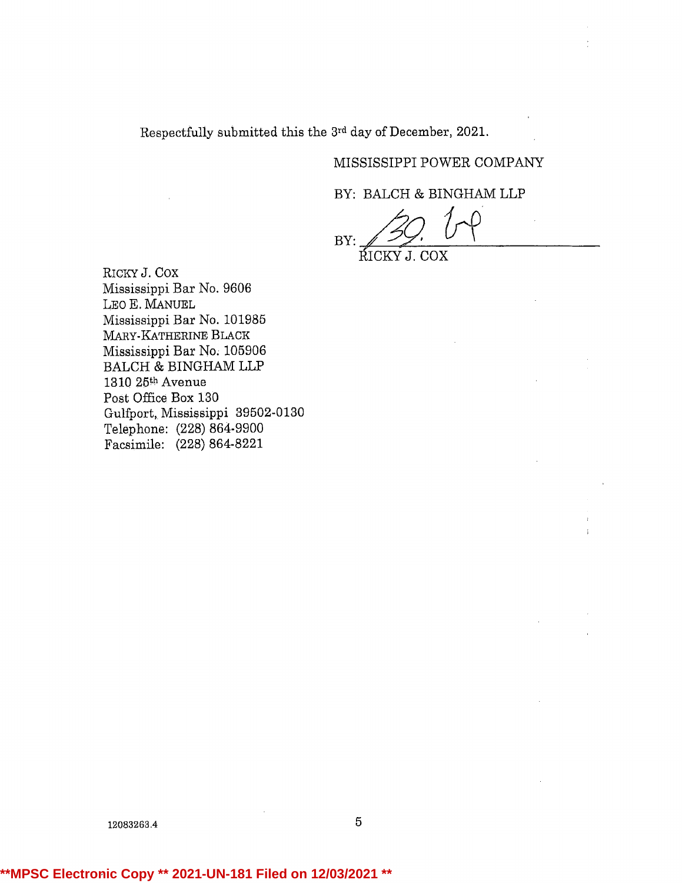Respectfully submitted this the 3rd day of December, 2021.

MISSISSIPPI POWER COMPANY

BY: BALCH & BINGHAM LLP

BY: ______________________________
RICKY J. COX

RICKY J. COX
Mississippi Bar No. 9606
LEO E. MANUEL
Mississippi Bar No. 101985
MARY-KATHERINE BLACK
Mississippi Bar No. 105906
BALCH & BINGHAM LLP
1310 25th Avenue
Post Office Box 130
Gulfport, Mississippi 39502-0130
Telephone: (228) 864-9900
Facsimile: (228) 864-8221

12083263.4

**MPSC Electronic Copy ** 2021-UN-181 Filed on 12/03/2021 **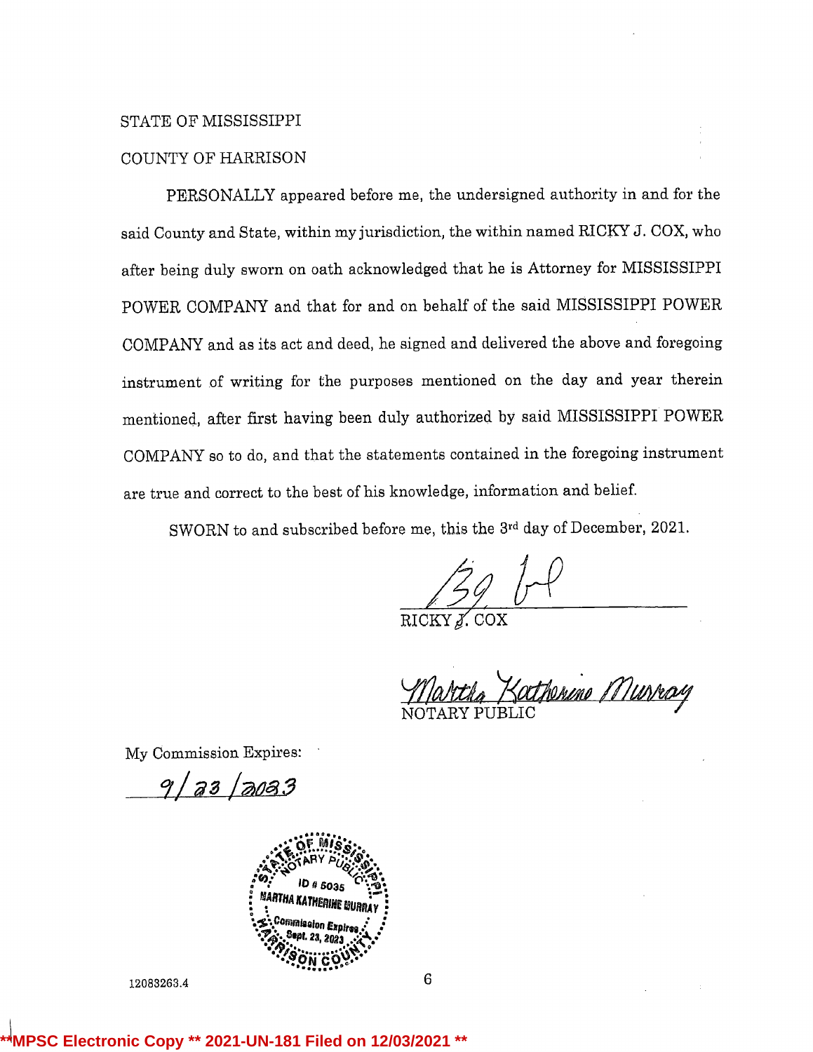STATE OF MISSISSIPPI

COUNTY OF HARRISON

PERSONALLY appeared before me, the undersigned authority in and for the said County and State, within my jurisdiction, the within named RICKY J. COX, who after being duly sworn on oath acknowledged that he is Attorney for MISSISSIPPI POWER COMPANY and that for and on behalf of the said MISSISSIPPI POWER COMPANY and as its act and deed, he signed and delivered the above and foregoing instrument of writing for the purposes mentioned on the day and year therein mentioned, after first having been duly authorized by said MISSISSIPPI POWER COMPANY so to do, and that the statements contained in the foregoing instrument are true and correct to the best of his knowledge, information and belief.

SWORN to and subscribed before me, this the 3rd day of December, 2021.

RICKY J. COX

Martha Katherine Murray

NOTARY PUBLIC

My Commission Expires:

9/23/2023

STATE OF MISSISSIPPI NOTARY PUBLIC ID # 5035 MARTHA KATHERINE MURRAY Commission Expires Sept. 23, 2023 HARRISON COUNTY

12083263.4

**MPSC Electronic Copy ** 2021-UN-181 Filed on 12/03/2021 **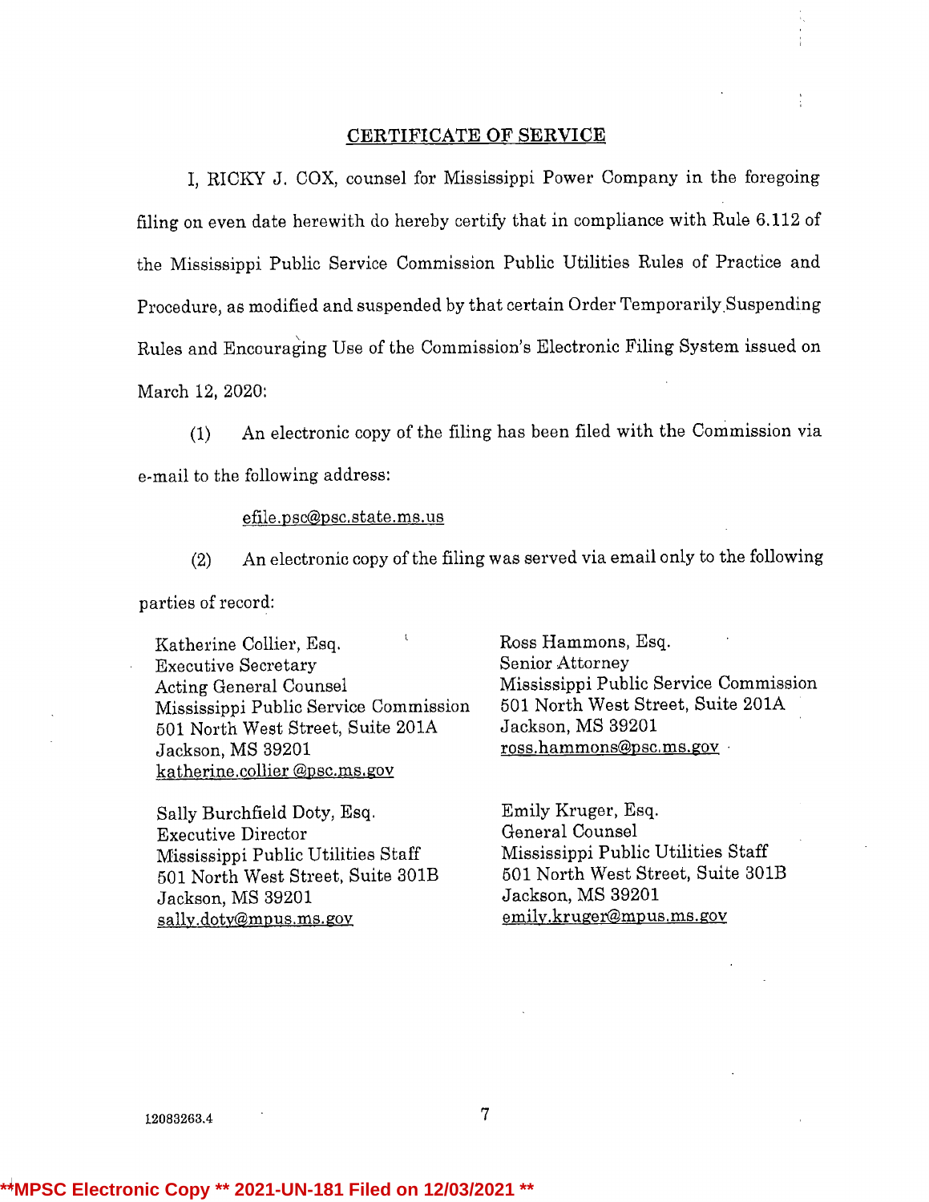## CERTIFICATE OF SERVICE

I, RICKY J. COX, counsel for Mississippi Power Company in the foregoing filing on even date herewith do hereby certify that in compliance with Rule 6.112 of the Mississippi Public Service Commission Public Utilities Rules of Practice and Procedure, as modified and suspended by that certain Order Temporarily Suspending Rules and Encouraging Use of the Commission's Electronic Filing System issued on March 12, 2020:

(1) An electronic copy of the filing has been filed with the Commission via e-mail to the following address:

efile.psc@psc.state.ms.us

(2) An electronic copy of the filing was served via email only to the following parties of record:

Katherine Collier, Esq.
Executive Secretary
Acting General Counsel
Mississippi Public Service Commission
501 North West Street, Suite 201A
Jackson, MS 39201
katherine.collier @psc.ms.gov

Ross Hammons, Esq.
Senior Attorney
Mississippi Public Service Commission
501 North West Street, Suite 201A
Jackson, MS 39201
ross.hammons@psc.ms.gov

Sally Burchfield Doty, Esq.
Executive Director
Mississippi Public Utilities Staff
501 North West Street, Suite 301B
Jackson, MS 39201
sally.doty@mpus.ms.gov

Emily Kruger, Esq.
General Counsel
Mississippi Public Utilities Staff
501 North West Street, Suite 301B
Jackson, MS 39201
emily.kruger@mpus.ms.gov

12083263.4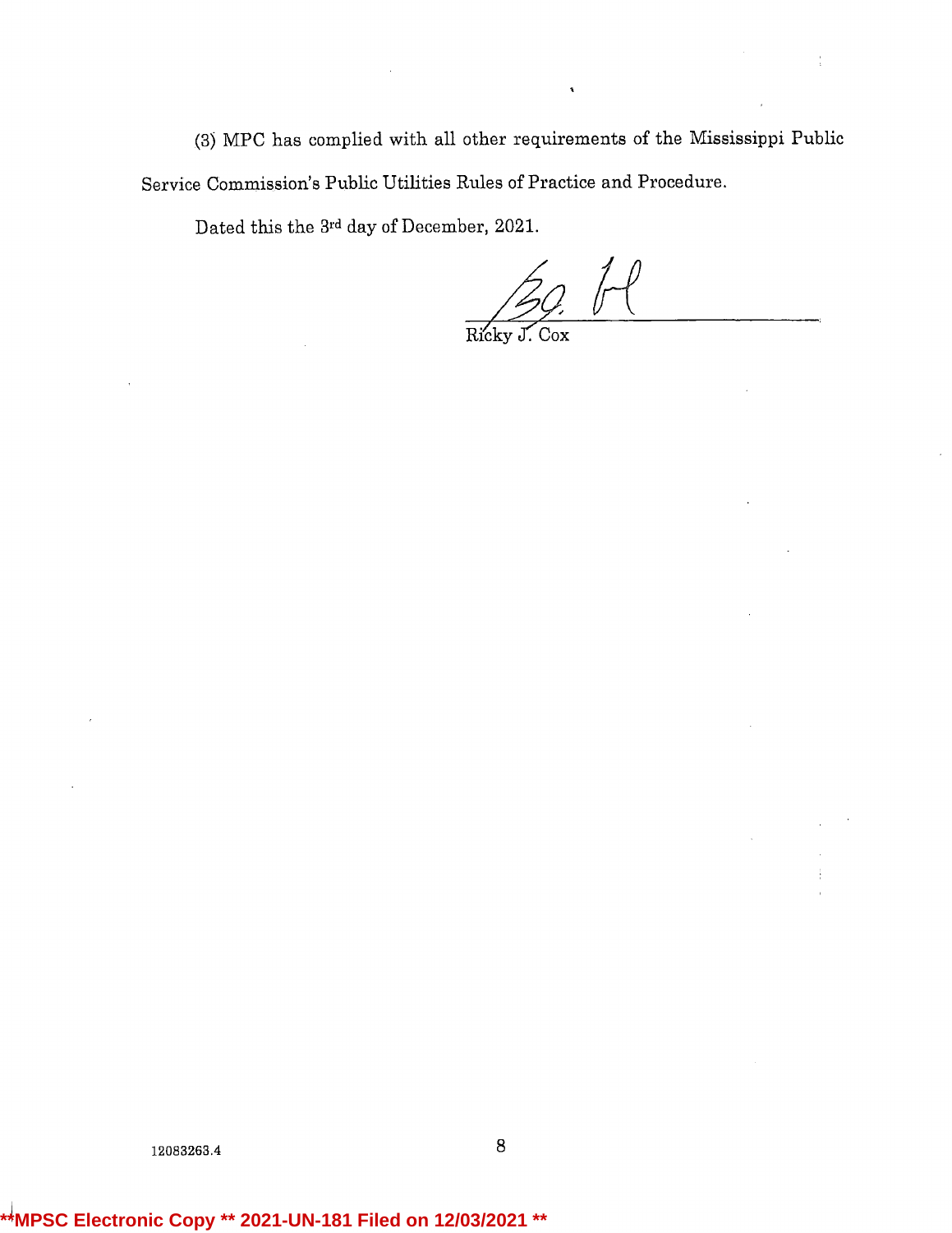(3) MPC has complied with all other requirements of the Mississippi Public Service Commission's Public Utilities Rules of Practice and Procedure.

Dated this the 3rd day of December, 2021.

Ricky J. Cox

12083263.4

**MPSC Electronic Copy ** 2021-UN-181 Filed on 12/03/2021 **